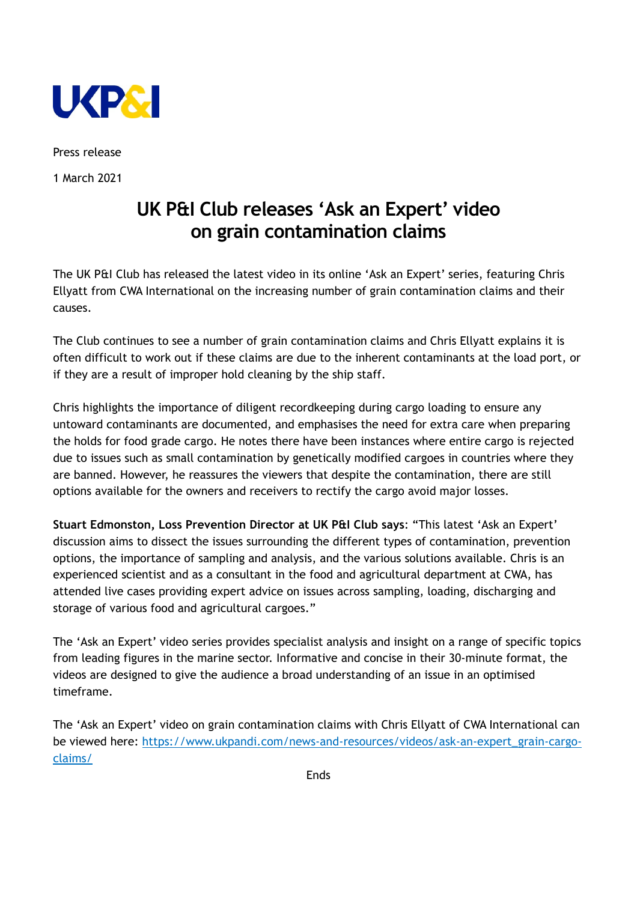UKP&I

Press release

1 March 2021

# UK P&I Club releases 'Ask an Expert' video on grain contamination claims

The UK P&I Club has released the latest video in its online 'Ask an Expert' series, featuring Chris Ellyatt from CWA International on the increasing number of grain contamination claims and their causes.

The Club continues to see a number of grain contamination claims and Chris Ellyatt explains it is often difficult to work out if these claims are due to the inherent contaminants at the load port, or if they are a result of improper hold cleaning by the ship staff.

Chris highlights the importance of diligent recordkeeping during cargo loading to ensure any untoward contaminants are documented, and emphasises the need for extra care when preparing the holds for food grade cargo. He notes there have been instances where entire cargo is rejected due to issues such as small contamination by genetically modified cargoes in countries where they are banned. However, he reassures the viewers that despite the contamination, there are still options available for the owners and receivers to rectify the cargo avoid major losses.

**Stuart Edmonston, Loss Prevention Director at UK P&I Club says**: "This latest 'Ask an Expert' discussion aims to dissect the issues surrounding the different types of contamination, prevention options, the importance of sampling and analysis, and the various solutions available. Chris is an experienced scientist and as a consultant in the food and agricultural department at CWA, has attended live cases providing expert advice on issues across sampling, loading, discharging and storage of various food and agricultural cargoes."

The 'Ask an Expert' video series provides specialist analysis and insight on a range of specific topics from leading figures in the marine sector. Informative and concise in their 30-minute format, the videos are designed to give the audience a broad understanding of an issue in an optimised timeframe.

The 'Ask an Expert' video on grain contamination claims with Chris Ellyatt of CWA International can be viewed here: [https://www.ukpandi.com/news-and-resources/videos/ask-an-expert_grain-cargo-claims/](https://www.ukpandi.com/news-and-resources/videos/ask-an-expert_grain-cargo-claims/)

Ends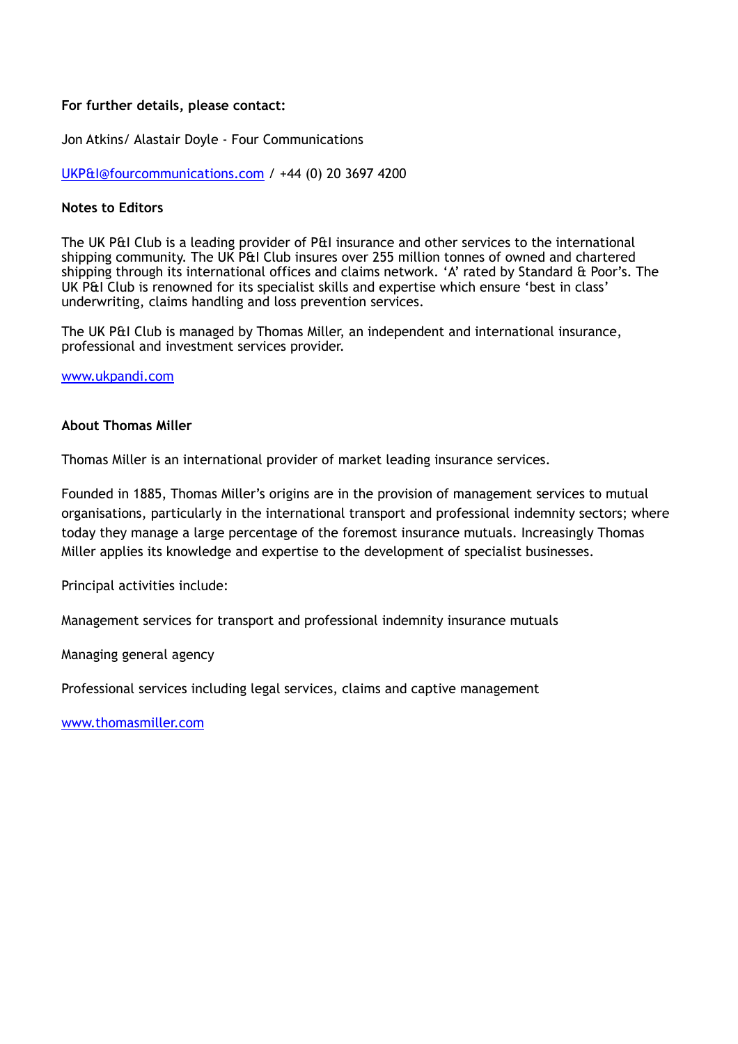**For further details, please contact:**

Jon Atkins/ Alastair Doyle - Four Communications

UKP&I@fourcommunications.com / +44 (0) 20 3697 4200

**Notes to Editors**

The UK P&I Club is a leading provider of P&I insurance and other services to the international shipping community. The UK P&I Club insures over 255 million tonnes of owned and chartered shipping through its international offices and claims network. 'A' rated by Standard & Poor's. The UK P&I Club is renowned for its specialist skills and expertise which ensure 'best in class' underwriting, claims handling and loss prevention services.

The UK P&I Club is managed by Thomas Miller, an independent and international insurance, professional and investment services provider.

www.ukpandi.com

**About Thomas Miller**

Thomas Miller is an international provider of market leading insurance services.

Founded in 1885, Thomas Miller's origins are in the provision of management services to mutual organisations, particularly in the international transport and professional indemnity sectors; where today they manage a large percentage of the foremost insurance mutuals. Increasingly Thomas Miller applies its knowledge and expertise to the development of specialist businesses.

Principal activities include:

Management services for transport and professional indemnity insurance mutuals

Managing general agency

Professional services including legal services, claims and captive management

www.thomasmiller.com